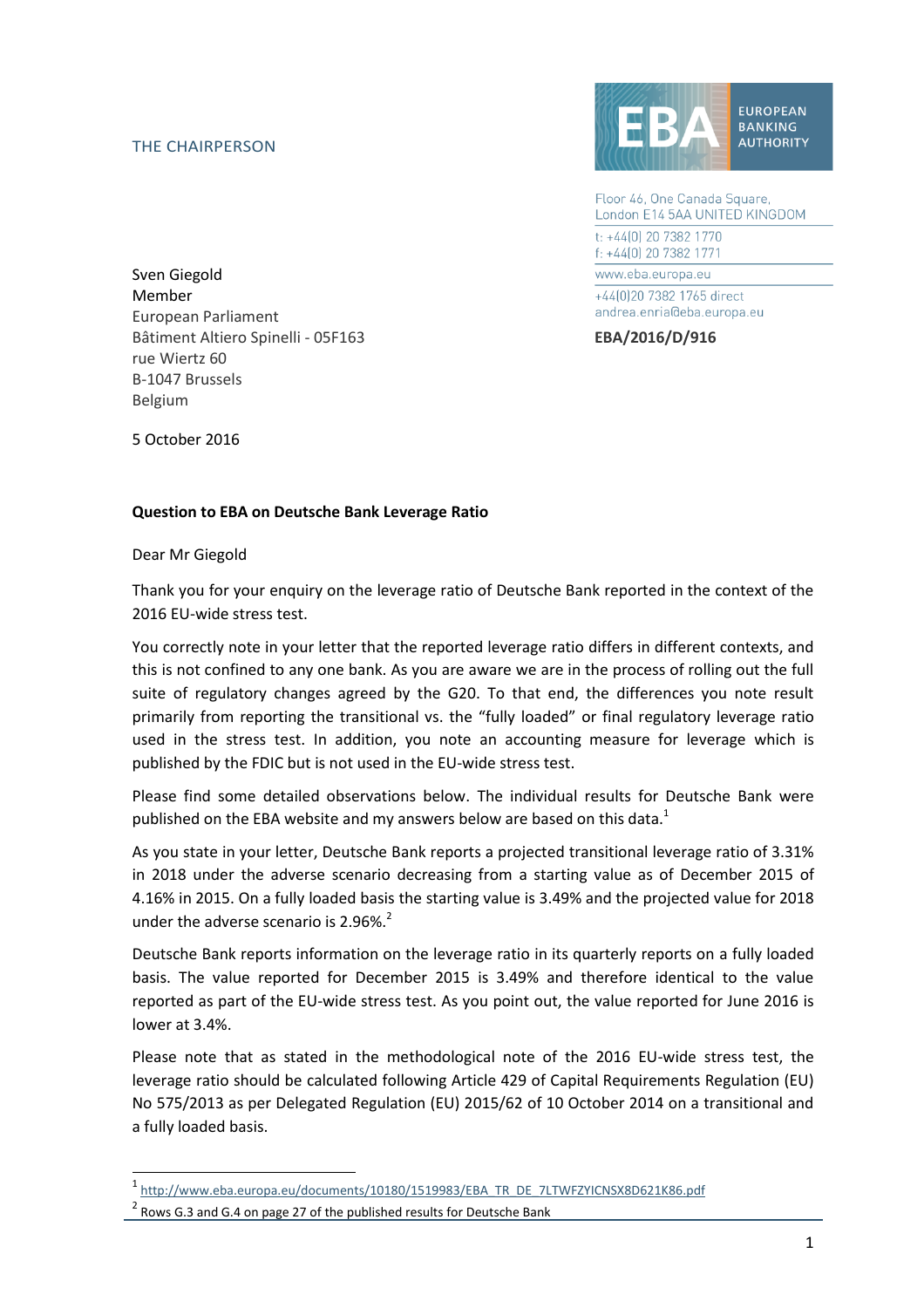THE CHAIRPERSON

EUROPEAN BANKING AUTHORITY

Floor 46, One Canada Square,
London E14 5AA UNITED KINGDOM

t: +44(0) 20 7382 1770
f: +44(0) 20 7382 1771

www.eba.europa.eu

+44(0)20 7382 1765 direct
andrea.enria@eba.europa.eu

**EBA/2016/D/916**

Sven Giegold
Member
European Parliament
Bâtiment Altiero Spinelli - 05F163
rue Wiertz 60
B-1047 Brussels
Belgium

5 October 2016

**Question to EBA on Deutsche Bank Leverage Ratio**

Dear Mr Giegold

Thank you for your enquiry on the leverage ratio of Deutsche Bank reported in the context of the 2016 EU-wide stress test.

You correctly note in your letter that the reported leverage ratio differs in different contexts, and this is not confined to any one bank. As you are aware we are in the process of rolling out the full suite of regulatory changes agreed by the G20. To that end, the differences you note result primarily from reporting the transitional vs. the "fully loaded" or final regulatory leverage ratio used in the stress test. In addition, you note an accounting measure for leverage which is published by the FDIC but is not used in the EU-wide stress test.

Please find some detailed observations below. The individual results for Deutsche Bank were published on the EBA website and my answers below are based on this data.[1]

As you state in your letter, Deutsche Bank reports a projected transitional leverage ratio of 3.31% in 2018 under the adverse scenario decreasing from a starting value as of December 2015 of 4.16% in 2015. On a fully loaded basis the starting value is 3.49% and the projected value for 2018 under the adverse scenario is 2.96%.[2]

Deutsche Bank reports information on the leverage ratio in its quarterly reports on a fully loaded basis. The value reported for December 2015 is 3.49% and therefore identical to the value reported as part of the EU-wide stress test. As you point out, the value reported for June 2016 is lower at 3.4%.

Please note that as stated in the methodological note of the 2016 EU-wide stress test, the leverage ratio should be calculated following Article 429 of Capital Requirements Regulation (EU) No 575/2013 as per Delegated Regulation (EU) 2015/62 of 10 October 2014 on a transitional and a fully loaded basis.

[1] http://www.eba.europa.eu/documents/10180/1519983/EBA_TR_DE_7LTWFZYICNSX8D621K86.pdf

[2] Rows G.3 and G.4 on page 27 of the published results for Deutsche Bank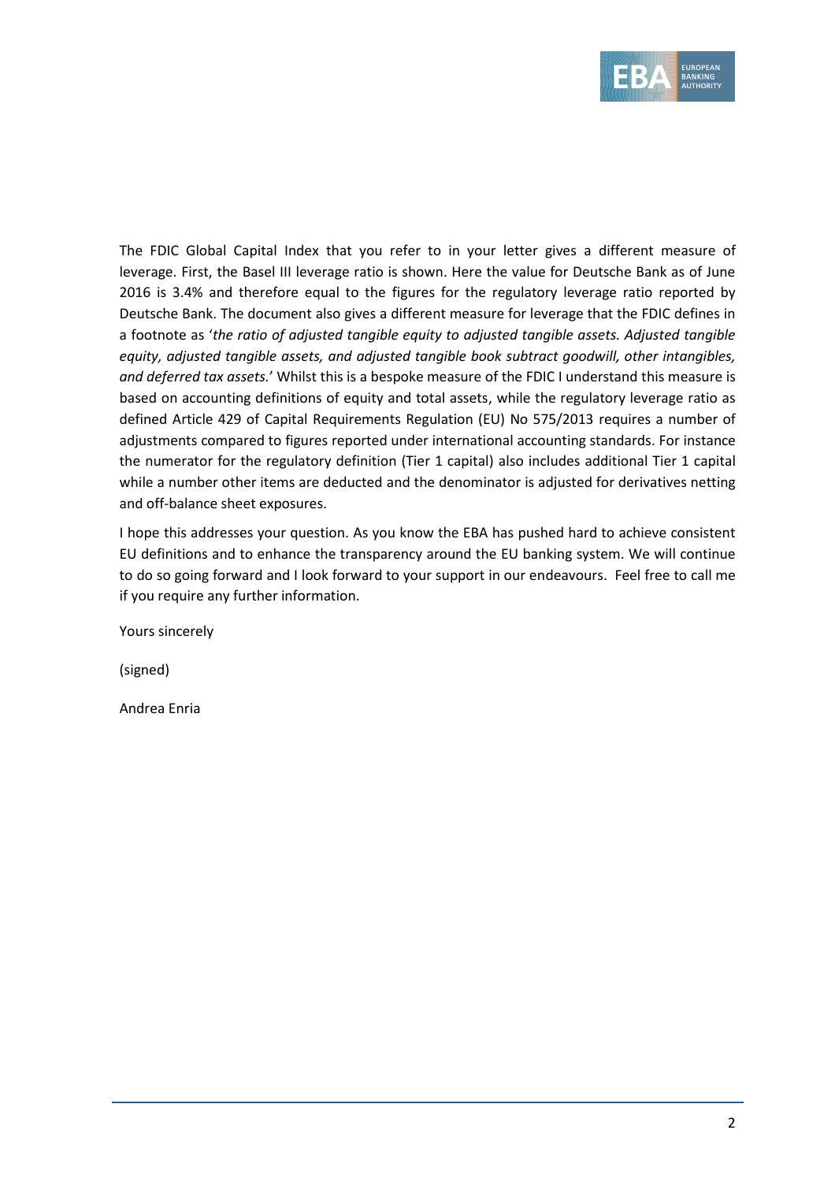The FDIC Global Capital Index that you refer to in your letter gives a different measure of leverage. First, the Basel III leverage ratio is shown. Here the value for Deutsche Bank as of June 2016 is 3.4% and therefore equal to the figures for the regulatory leverage ratio reported by Deutsche Bank. The document also gives a different measure for leverage that the FDIC defines in a footnote as '*the ratio of adjusted tangible equity to adjusted tangible assets. Adjusted tangible equity, adjusted tangible assets, and adjusted tangible book subtract goodwill, other intangibles, and deferred tax assets.*' Whilst this is a bespoke measure of the FDIC I understand this measure is based on accounting definitions of equity and total assets, while the regulatory leverage ratio as defined Article 429 of Capital Requirements Regulation (EU) No 575/2013 requires a number of adjustments compared to figures reported under international accounting standards. For instance the numerator for the regulatory definition (Tier 1 capital) also includes additional Tier 1 capital while a number other items are deducted and the denominator is adjusted for derivatives netting and off-balance sheet exposures.

I hope this addresses your question. As you know the EBA has pushed hard to achieve consistent EU definitions and to enhance the transparency around the EU banking system. We will continue to do so going forward and I look forward to your support in our endeavours. Feel free to call me if you require any further information.

Yours sincerely

(signed)

Andrea Enria